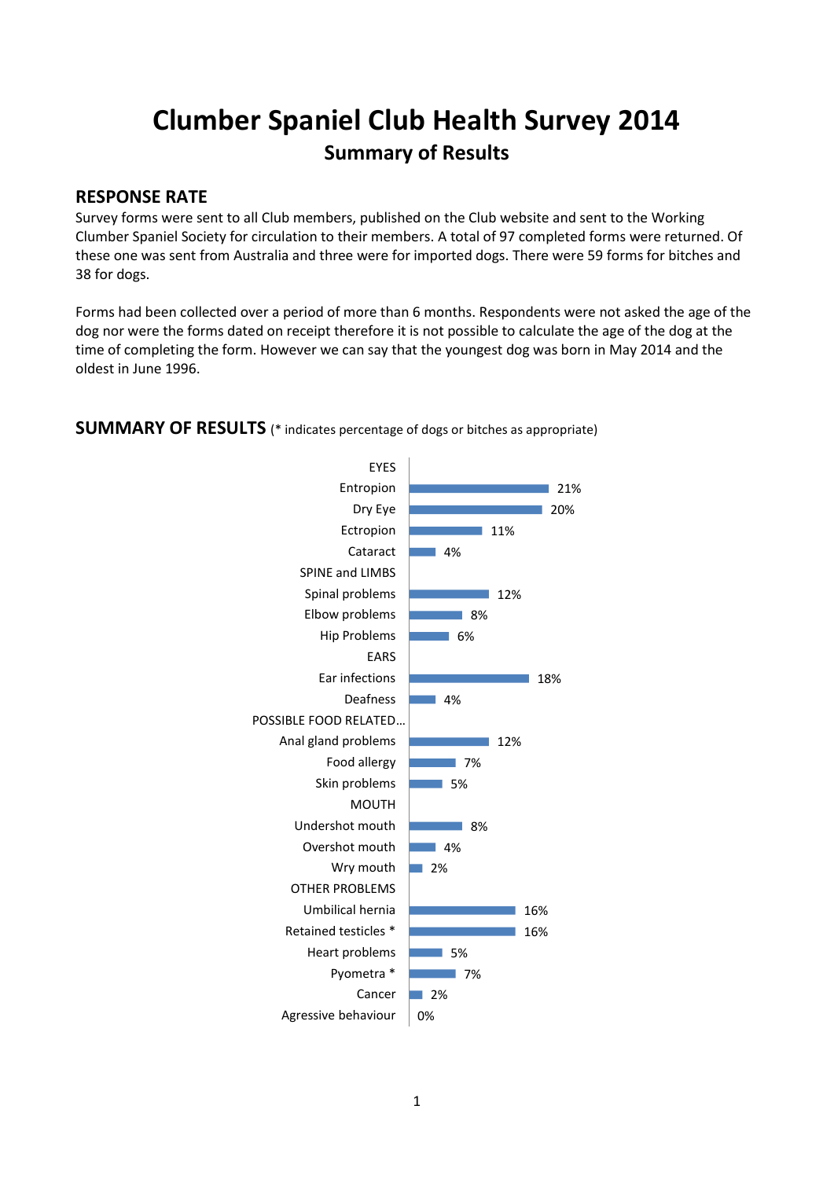# Clumber Spaniel Club Health Survey 2014

## Summary of Results

### RESPONSE RATE

Survey forms were sent to all Club members, published on the Club website and sent to the Working Clumber Spaniel Society for circulation to their members. A total of 97 completed forms were returned. Of these one was sent from Australia and three were for imported dogs. There were 59 forms for bitches and 38 for dogs.

Forms had been collected over a period of more than 6 months. Respondents were not asked the age of the dog nor were the forms dated on receipt therefore it is not possible to calculate the age of the dog at the time of completing the form. However we can say that the youngest dog was born in May 2014 and the oldest in June 1996.

### SUMMARY OF RESULTS (* indicates percentage of dogs or bitches as appropriate)

| Category | Percentage |
|---|---|
| **EYES** | |
| Entropion | 21% |
| Dry Eye | 20% |
| Ectropion | 11% |
| Cataract | 4% |
| **SPINE and LIMBS** | |
| Spinal problems | 12% |
| Elbow problems | 8% |
| Hip Problems | 6% |
| **EARS** | |
| Ear infections | 18% |
| Deafness | 4% |
| **POSSIBLE FOOD RELATED...** | |
| Anal gland problems | 12% |
| Food allergy | 7% |
| Skin problems | 5% |
| **MOUTH** | |
| Undershot mouth | 8% |
| Overshot mouth | 4% |
| Wry mouth | 2% |
| **OTHER PROBLEMS** | |
| Umbilical hernia | 16% |
| Retained testicles * | 16% |
| Heart problems | 5% |
| Pyometra * | 7% |
| Cancer | 2% |
| Agressive behaviour | 0% |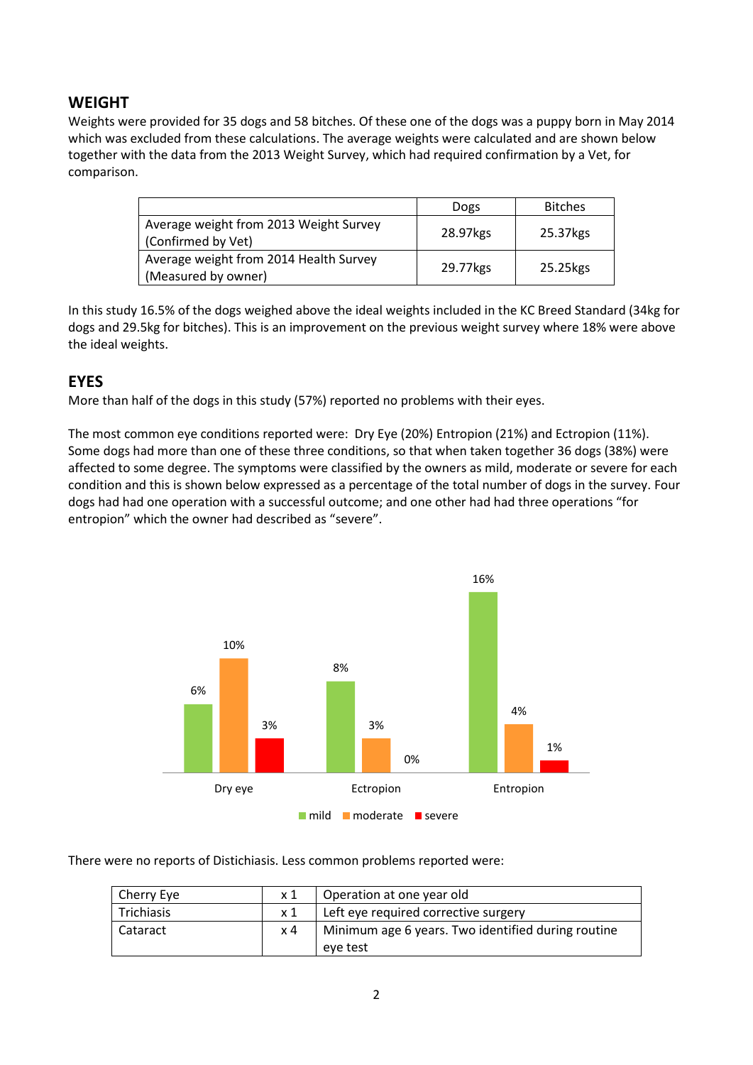## WEIGHT

Weights were provided for 35 dogs and 58 bitches. Of these one of the dogs was a puppy born in May 2014 which was excluded from these calculations. The average weights were calculated and are shown below together with the data from the 2013 Weight Survey, which had required confirmation by a Vet, for comparison.

| | Dogs | Bitches |
|---|---|---|
| Average weight from 2013 Weight Survey (Confirmed by Vet) | 28.97kgs | 25.37kgs |
| Average weight from 2014 Health Survey (Measured by owner) | 29.77kgs | 25.25kgs |

In this study 16.5% of the dogs weighed above the ideal weights included in the KC Breed Standard (34kg for dogs and 29.5kg for bitches). This is an improvement on the previous weight survey where 18% were above the ideal weights.

## EYES

More than half of the dogs in this study (57%) reported no problems with their eyes.

The most common eye conditions reported were: Dry Eye (20%) Entropion (21%) and Ectropion (11%). Some dogs had more than one of these three conditions, so that when taken together 36 dogs (38%) were affected to some degree. The symptoms were classified by the owners as mild, moderate or severe for each condition and this is shown below expressed as a percentage of the total number of dogs in the survey. Four dogs had had one operation with a successful outcome; and one other had had three operations "for entropion" which the owner had described as "severe".

| | mild | moderate | severe |
|---|---|---|---|
| Dry eye | 6% | 10% | 3% |
| Ectropion | 8% | 3% | 0% |
| Entropion | 16% | 4% | 1% |

There were no reports of Distichiasis. Less common problems reported were:

| | | |
|---|---|---|
| Cherry Eye | x 1 | Operation at one year old |
| Trichiasis | x 1 | Left eye required corrective surgery |
| Cataract | x 4 | Minimum age 6 years. Two identified during routine eye test |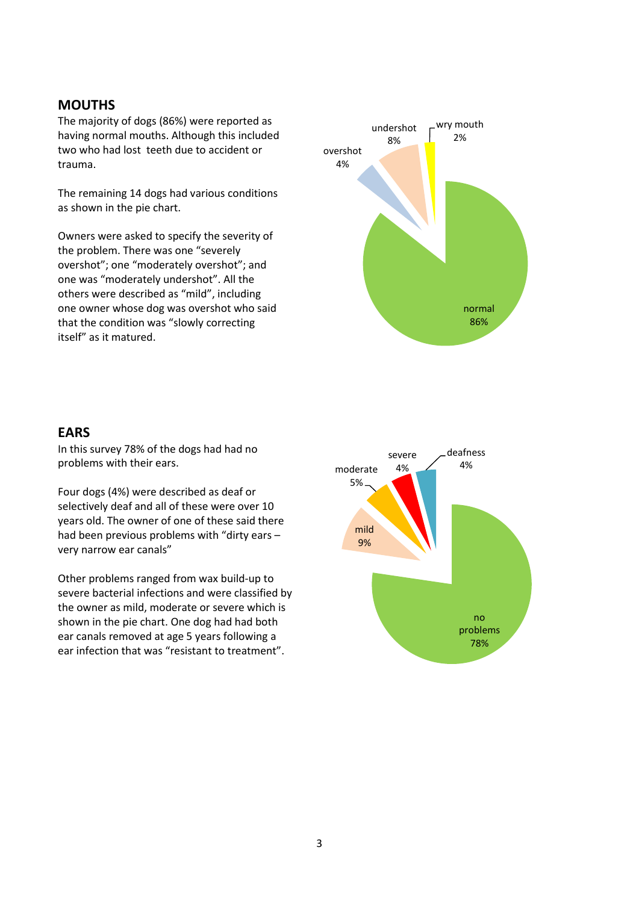## MOUTHS

The majority of dogs (86%) were reported as having normal mouths. Although this included two who had lost teeth due to accident or trauma.

The remaining 14 dogs had various conditions as shown in the pie chart.

Owners were asked to specify the severity of the problem. There was one "severely overshot"; one "moderately overshot"; and one was "moderately undershot". All the others were described as "mild", including one owner whose dog was overshot who said that the condition was "slowly correcting itself" as it matured.

## EARS

In this survey 78% of the dogs had had no problems with their ears.

Four dogs (4%) were described as deaf or selectively deaf and all of these were over 10 years old. The owner of one of these said there had been previous problems with "dirty ears – very narrow ear canals"

Other problems ranged from wax build-up to severe bacterial infections and were classified by the owner as mild, moderate or severe which is shown in the pie chart. One dog had had both ear canals removed at age 5 years following a ear infection that was "resistant to treatment".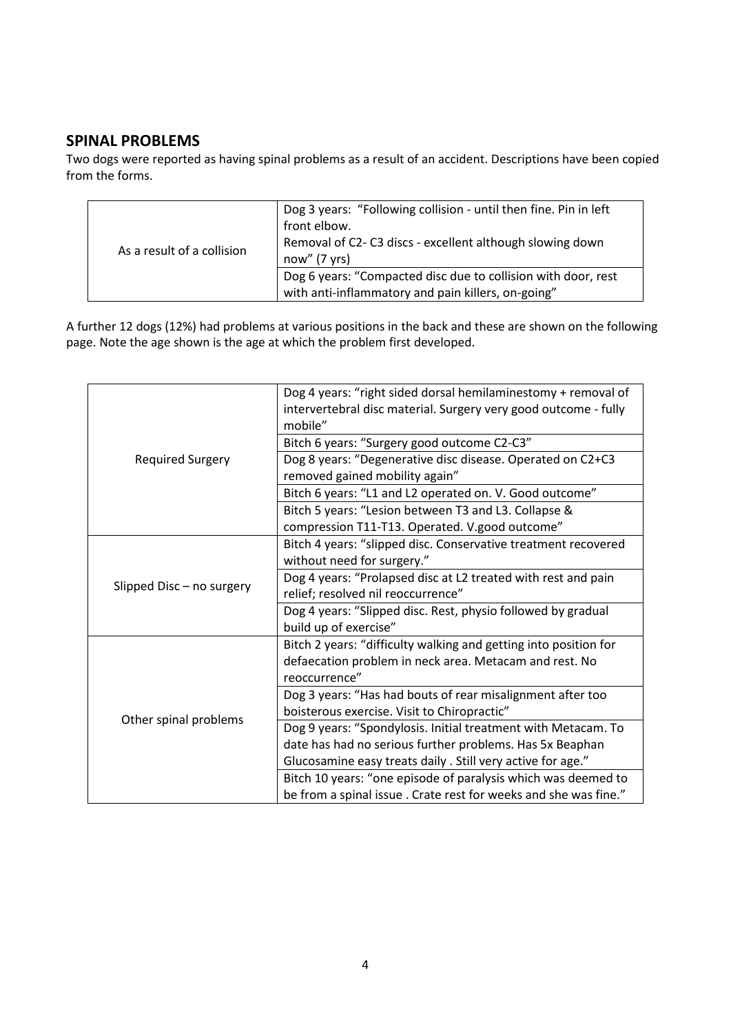## SPINAL PROBLEMS

Two dogs were reported as having spinal problems as a result of an accident. Descriptions have been copied from the forms.

| | |
|---|---|
| As a result of a collision | Dog 3 years: "Following collision - until then fine. Pin in left front elbow.<br>Removal of C2- C3 discs - excellent although slowing down now" (7 yrs) |
| | Dog 6 years: "Compacted disc due to collision with door, rest with anti-inflammatory and pain killers, on-going" |

A further 12 dogs (12%) had problems at various positions in the back and these are shown on the following page. Note the age shown is the age at which the problem first developed.

| | |
|---|---|
| Required Surgery | Dog 4 years: "right sided dorsal hemilaminestomy + removal of intervertebral disc material. Surgery very good outcome - fully mobile" |
| | Bitch 6 years: "Surgery good outcome C2-C3" |
| | Dog 8 years: "Degenerative disc disease. Operated on C2+C3 removed gained mobility again" |
| | Bitch 6 years: "L1 and L2 operated on. V. Good outcome" |
| | Bitch 5 years: "Lesion between T3 and L3. Collapse & compression T11-T13. Operated. V.good outcome" |
| Slipped Disc – no surgery | Bitch 4 years: "slipped disc. Conservative treatment recovered without need for surgery." |
| | Dog 4 years: "Prolapsed disc at L2 treated with rest and pain relief; resolved nil reoccurrence" |
| | Dog 4 years: "Slipped disc. Rest, physio followed by gradual build up of exercise" |
| Other spinal problems | Bitch 2 years: "difficulty walking and getting into position for defaecation problem in neck area. Metacam and rest. No reoccurrence" |
| | Dog 3 years: "Has had bouts of rear misalignment after too boisterous exercise. Visit to Chiropractic" |
| | Dog 9 years: "Spondylosis. Initial treatment with Metacam. To date has had no serious further problems. Has 5x Beaphan Glucosamine easy treats daily . Still very active for age." |
| | Bitch 10 years: "one episode of paralysis which was deemed to be from a spinal issue . Crate rest for weeks and she was fine." |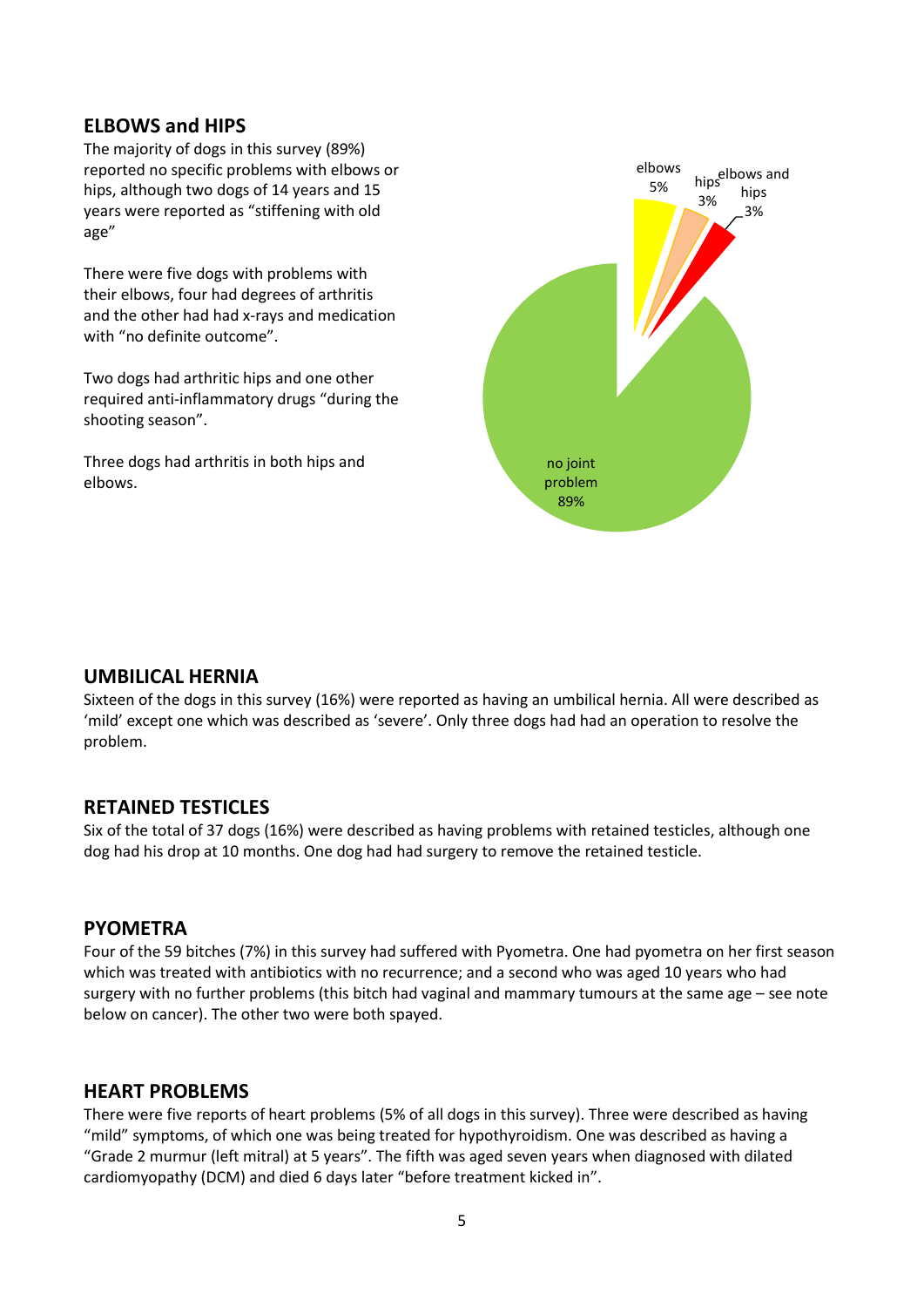## ELBOWS and HIPS

The majority of dogs in this survey (89%) reported no specific problems with elbows or hips, although two dogs of 14 years and 15 years were reported as "stiffening with old age"

There were five dogs with problems with their elbows, four had degrees of arthritis and the other had had x-rays and medication with "no definite outcome".

Two dogs had arthritic hips and one other required anti-inflammatory drugs "during the shooting season".

Three dogs had arthritis in both hips and elbows.

elbows 5%

hips 3%

elbows and hips 3%

no joint problem 89%

## UMBILICAL HERNIA

Sixteen of the dogs in this survey (16%) were reported as having an umbilical hernia. All were described as 'mild' except one which was described as 'severe'. Only three dogs had had an operation to resolve the problem.

## RETAINED TESTICLES

Six of the total of 37 dogs (16%) were described as having problems with retained testicles, although one dog had his drop at 10 months. One dog had had surgery to remove the retained testicle.

## PYOMETRA

Four of the 59 bitches (7%) in this survey had suffered with Pyometra. One had pyometra on her first season which was treated with antibiotics with no recurrence; and a second who was aged 10 years who had surgery with no further problems (this bitch had vaginal and mammary tumours at the same age – see note below on cancer). The other two were both spayed.

## HEART PROBLEMS

There were five reports of heart problems (5% of all dogs in this survey). Three were described as having "mild" symptoms, of which one was being treated for hypothyroidism. One was described as having a "Grade 2 murmur (left mitral) at 5 years". The fifth was aged seven years when diagnosed with dilated cardiomyopathy (DCM) and died 6 days later "before treatment kicked in".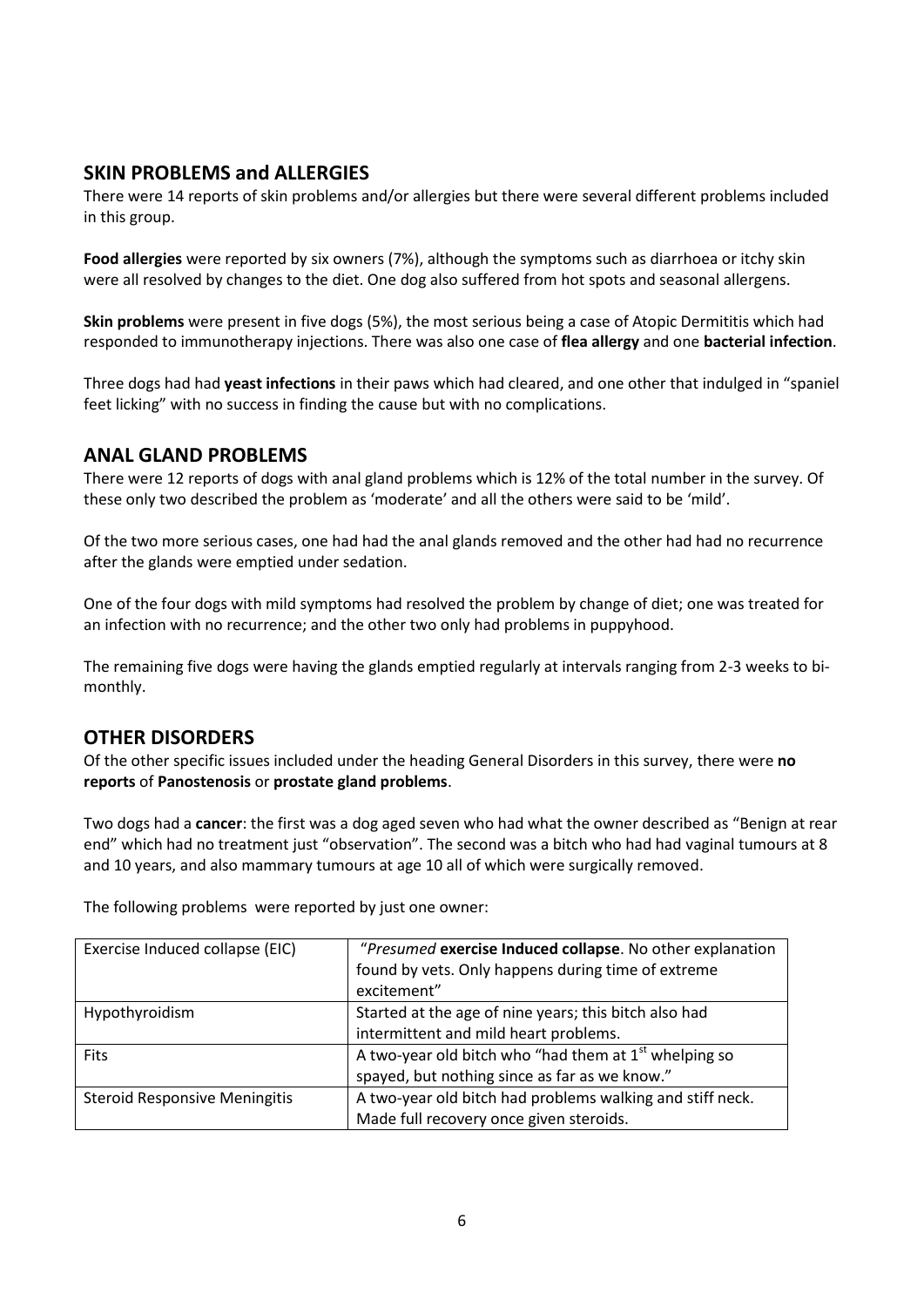## SKIN PROBLEMS and ALLERGIES

There were 14 reports of skin problems and/or allergies but there were several different problems included in this group.

**Food allergies** were reported by six owners (7%), although the symptoms such as diarrhoea or itchy skin were all resolved by changes to the diet. One dog also suffered from hot spots and seasonal allergens.

**Skin problems** were present in five dogs (5%), the most serious being a case of Atopic Dermititis which had responded to immunotherapy injections. There was also one case of **flea allergy** and one **bacterial infection**.

Three dogs had had **yeast infections** in their paws which had cleared, and one other that indulged in "spaniel feet licking" with no success in finding the cause but with no complications.

## ANAL GLAND PROBLEMS

There were 12 reports of dogs with anal gland problems which is 12% of the total number in the survey. Of these only two described the problem as 'moderate' and all the others were said to be 'mild'.

Of the two more serious cases, one had had the anal glands removed and the other had had no recurrence after the glands were emptied under sedation.

One of the four dogs with mild symptoms had resolved the problem by change of diet; one was treated for an infection with no recurrence; and the other two only had problems in puppyhood.

The remaining five dogs were having the glands emptied regularly at intervals ranging from 2-3 weeks to bi-monthly.

## OTHER DISORDERS

Of the other specific issues included under the heading General Disorders in this survey, there were **no reports** of **Panostenosis** or **prostate gland problems**.

Two dogs had a **cancer**: the first was a dog aged seven who had what the owner described as "Benign at rear end" which had no treatment just "observation". The second was a bitch who had had vaginal tumours at 8 and 10 years, and also mammary tumours at age 10 all of which were surgically removed.

The following problems were reported by just one owner:

| | |
|---|---|
| Exercise Induced collapse (EIC) | "*Presumed* **exercise Induced collapse**. No other explanation found by vets. Only happens during time of extreme excitement" |
| Hypothyroidism | Started at the age of nine years; this bitch also had intermittent and mild heart problems. |
| Fits | A two-year old bitch who "had them at 1st whelping so spayed, but nothing since as far as we know." |
| Steroid Responsive Meningitis | A two-year old bitch had problems walking and stiff neck. Made full recovery once given steroids. |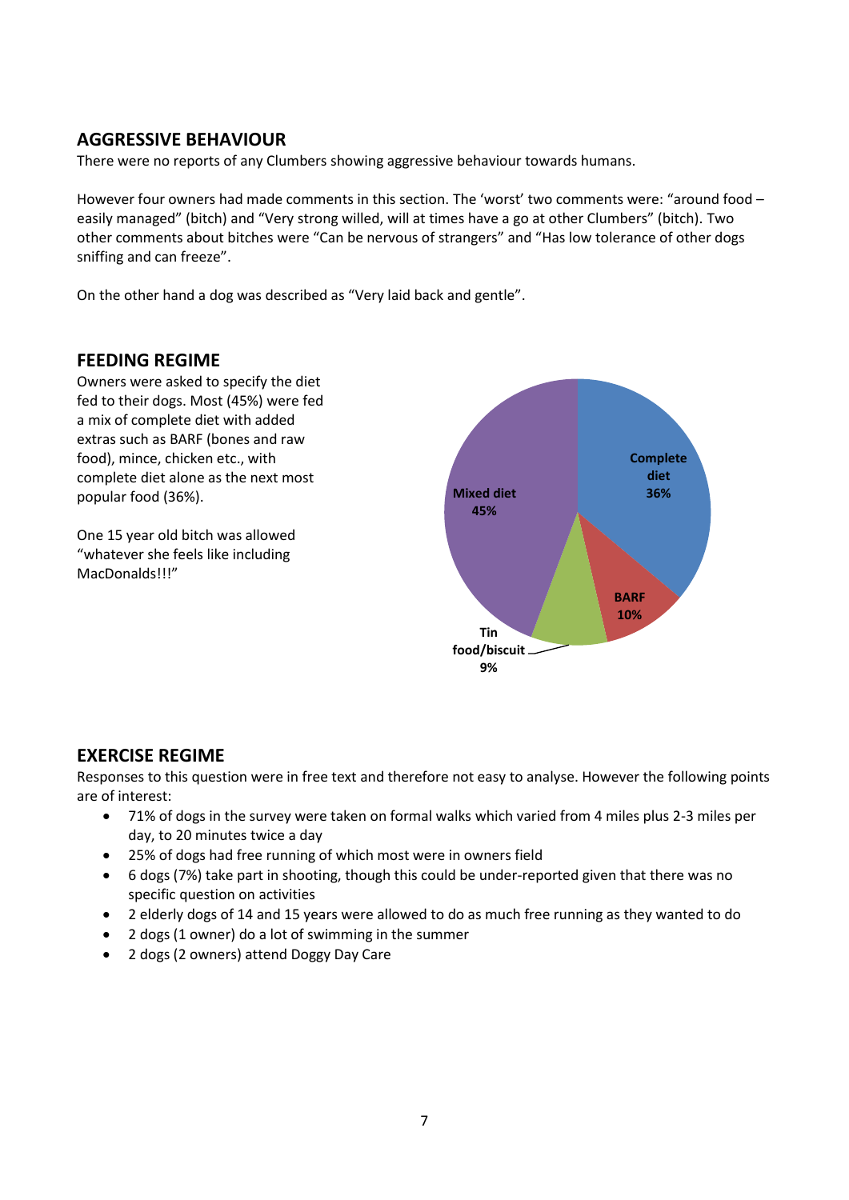## AGGRESSIVE BEHAVIOUR

There were no reports of any Clumbers showing aggressive behaviour towards humans.

However four owners had made comments in this section. The 'worst' two comments were: "around food – easily managed" (bitch) and "Very strong willed, will at times have a go at other Clumbers" (bitch). Two other comments about bitches were "Can be nervous of strangers" and "Has low tolerance of other dogs sniffing and can freeze".

On the other hand a dog was described as "Very laid back and gentle".

## FEEDING REGIME

Owners were asked to specify the diet fed to their dogs. Most (45%) were fed a mix of complete diet with added extras such as BARF (bones and raw food), mince, chicken etc., with complete diet alone as the next most popular food (36%).

One 15 year old bitch was allowed "whatever she feels like including MacDonalds!!!"

| Diet | Percentage |
|---|---|
| Mixed diet | 45% |
| Complete diet | 36% |
| BARF | 10% |
| Tin food/biscuit | 9% |

## EXERCISE REGIME

Responses to this question were in free text and therefore not easy to analyse. However the following points are of interest:

- 71% of dogs in the survey were taken on formal walks which varied from 4 miles plus 2-3 miles per day, to 20 minutes twice a day
- 25% of dogs had free running of which most were in owners field
- 6 dogs (7%) take part in shooting, though this could be under-reported given that there was no specific question on activities
- 2 elderly dogs of 14 and 15 years were allowed to do as much free running as they wanted to do
- 2 dogs (1 owner) do a lot of swimming in the summer
- 2 dogs (2 owners) attend Doggy Day Care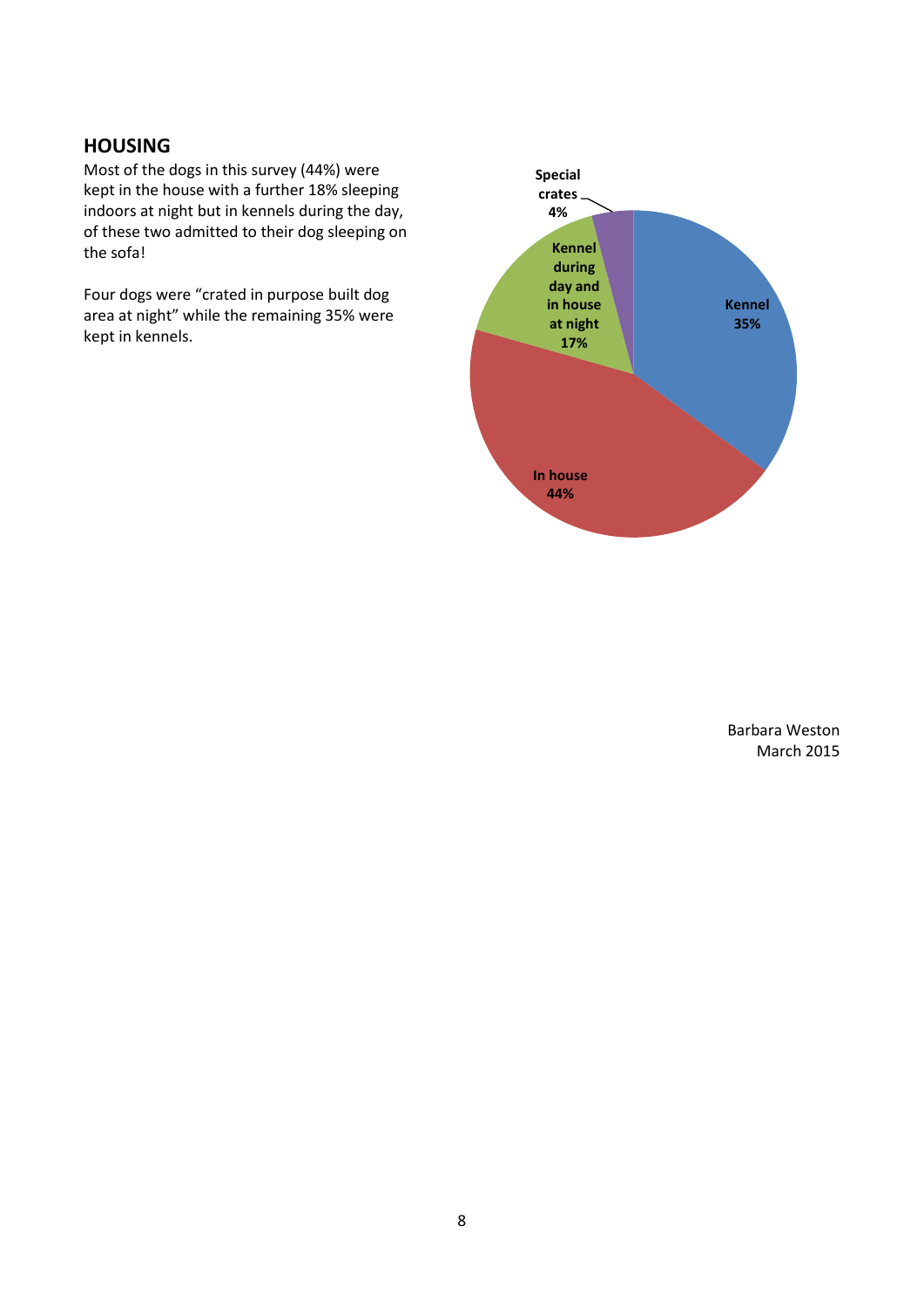## HOUSING

Most of the dogs in this survey (44%) were kept in the house with a further 18% sleeping indoors at night but in kennels during the day, of these two admitted to their dog sleeping on the sofa!

Four dogs were "crated in purpose built dog area at night" while the remaining 35% were kept in kennels.

Special crates
4%

Kennel during day and in house at night
17%

Kennel
35%

In house
44%

Barbara Weston
March 2015